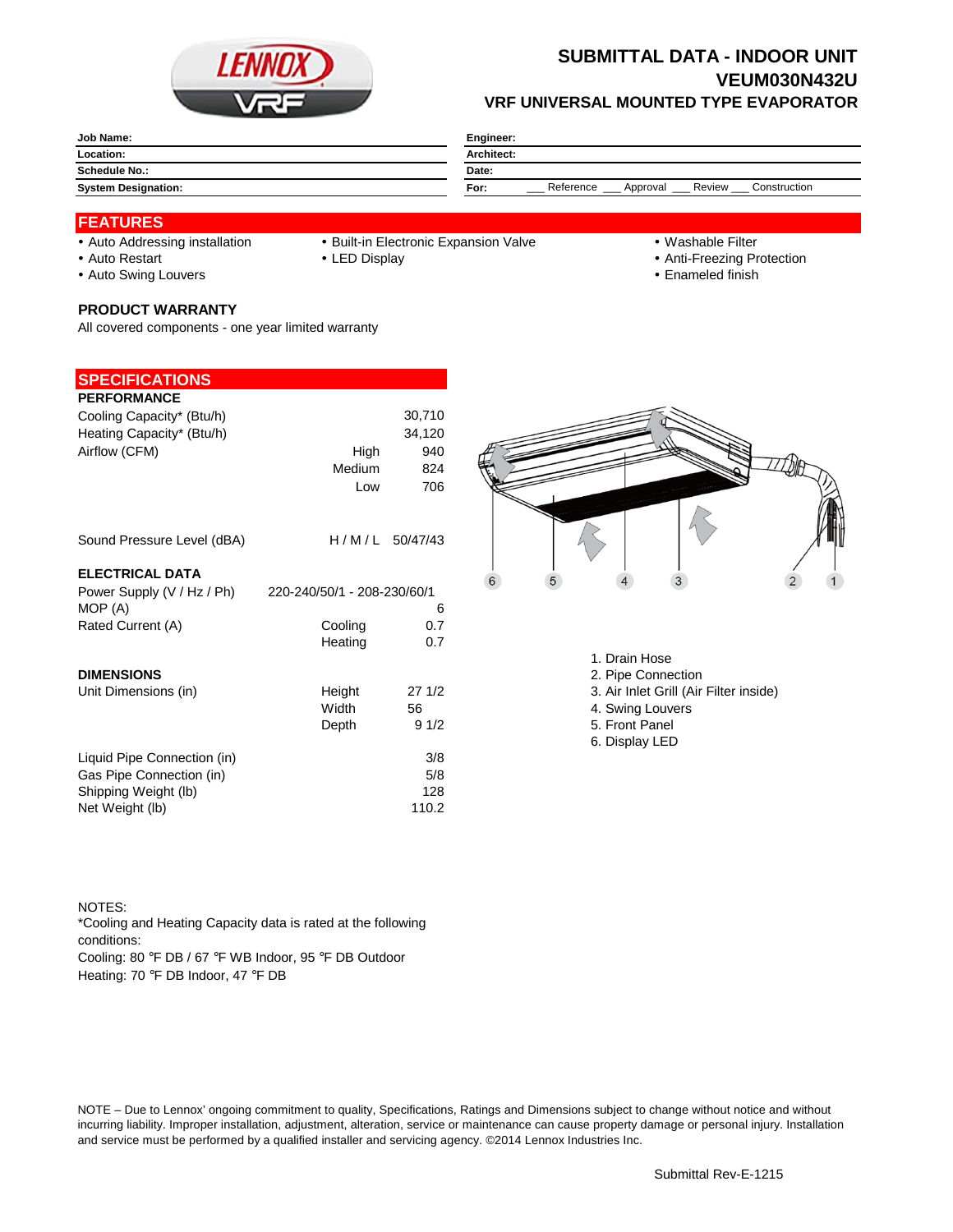# SUBMITTAL DATA - INDOOR UNIT
# VEUM030N432U
## VRF UNIVERSAL MOUNTED TYPE EVAPORATOR

| | |
|---|---|
| **Job Name:** | **Engineer:** |
| **Location:** | **Architect:** |
| **Schedule No.:** | **Date:** |
| **System Designation:** | **For:** ___ Reference ___ Approval ___ Review ___ Construction |

## FEATURES

- Auto Addressing installation
- Auto Restart
- Auto Swing Louvers
- Built-in Electronic Expansion Valve
- LED Display
- Washable Filter
- Anti-Freezing Protection
- Enameled finish

### PRODUCT WARRANTY

All covered components - one year limited warranty

## SPECIFICATIONS

### PERFORMANCE

| | | |
|---|---|---|
| Cooling Capacity* (Btu/h) | | 30,710 |
| Heating Capacity* (Btu/h) | | 34,120 |
| Airflow (CFM) | High | 940 |
| | Medium | 824 |
| | Low | 706 |
| Sound Pressure Level (dBA) | H / M / L | 50/47/43 |

### ELECTRICAL DATA

| | | |
|---|---|---|
| Power Supply (V / Hz / Ph) | 220-240/50/1 - 208-230/60/1 | |
| MOP (A) | | 6 |
| Rated Current (A) | Cooling | 0.7 |
| | Heating | 0.7 |

### DIMENSIONS

| | | |
|---|---|---|
| Unit Dimensions (in) | Height | 27 1/2 |
| | Width | 56 |
| | Depth | 9 1/2 |
| Liquid Pipe Connection (in) | | 3/8 |
| Gas Pipe Connection (in) | | 5/8 |
| Shipping Weight (lb) | | 128 |
| Net Weight (lb) | | 110.2 |

1. Drain Hose
2. Pipe Connection
3. Air Inlet Grill (Air Filter inside)
4. Swing Louvers
5. Front Panel
6. Display LED

NOTES:
*Cooling and Heating Capacity data is rated at the following conditions:
Cooling: 80 ℉ DB / 67 ℉ WB Indoor, 95 ℉ DB Outdoor
Heating: 70 ℉ DB Indoor, 47 ℉ DB

NOTE – Due to Lennox' ongoing commitment to quality, Specifications, Ratings and Dimensions subject to change without notice and without incurring liability. Improper installation, adjustment, alteration, service or maintenance can cause property damage or personal injury. Installation and service must be performed by a qualified installer and servicing agency. ©2014 Lennox Industries Inc.

Submittal Rev-E-1215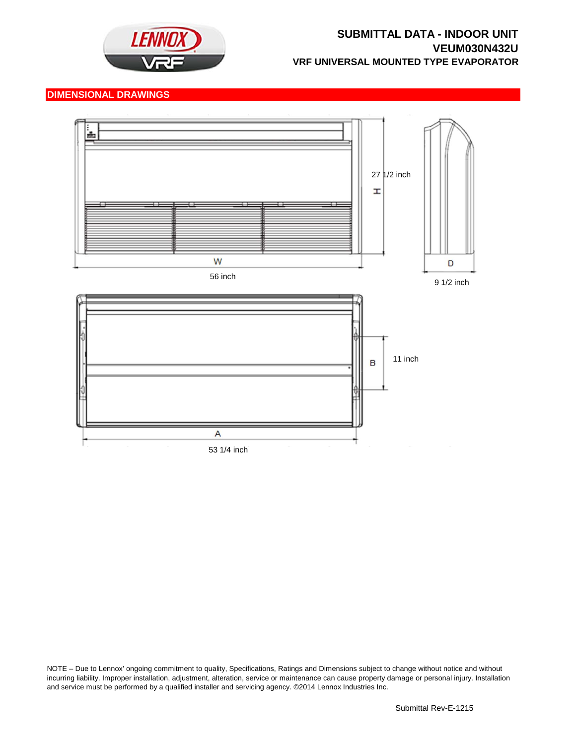# SUBMITTAL DATA - INDOOR UNIT
## VEUM030N432U
### VRF UNIVERSAL MOUNTED TYPE EVAPORATOR

## DIMENSIONAL DRAWINGS

H
27 1/2 inch

W
56 inch

D
9 1/2 inch

B
11 inch

A
53 1/4 inch

NOTE – Due to Lennox' ongoing commitment to quality, Specifications, Ratings and Dimensions subject to change without notice and without incurring liability. Improper installation, adjustment, alteration, service or maintenance can cause property damage or personal injury. Installation and service must be performed by a qualified installer and servicing agency. ©2014 Lennox Industries Inc.

Submittal Rev-E-1215